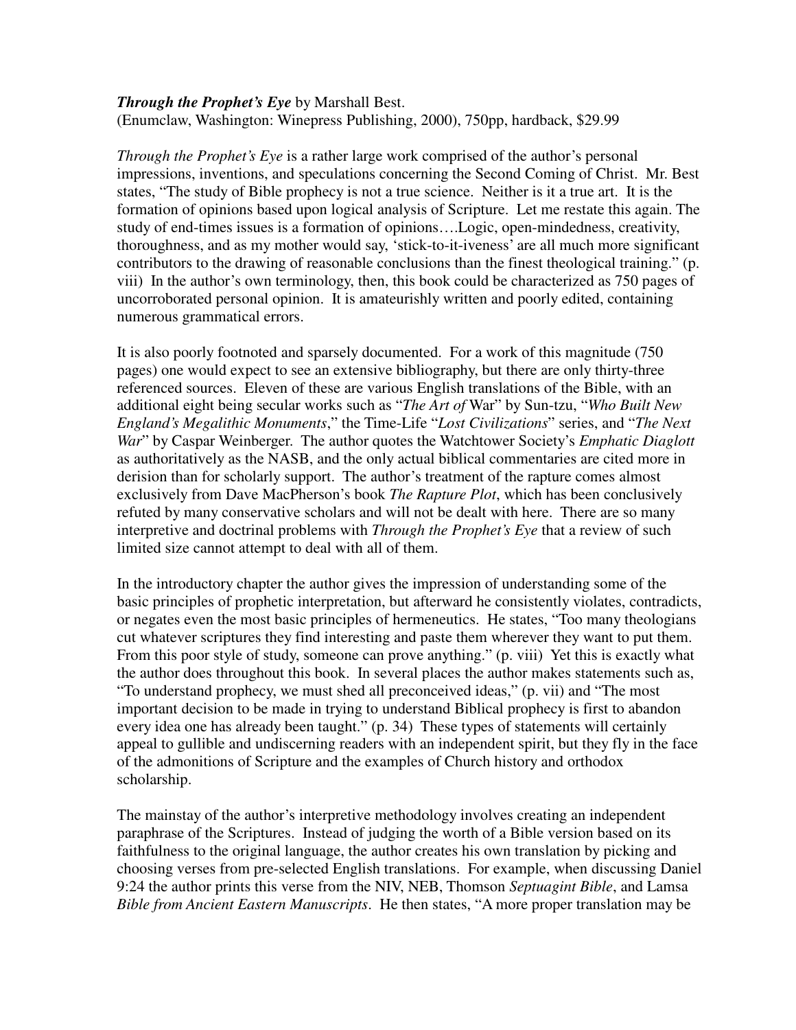***Through the Prophet's Eye*** by Marshall Best.
(Enumclaw, Washington: Winepress Publishing, 2000), 750pp, hardback, $29.99

*Through the Prophet's Eye* is a rather large work comprised of the author's personal impressions, inventions, and speculations concerning the Second Coming of Christ. Mr. Best states, "The study of Bible prophecy is not a true science. Neither is it a true art. It is the formation of opinions based upon logical analysis of Scripture. Let me restate this again. The study of end-times issues is a formation of opinions….Logic, open-mindedness, creativity, thoroughness, and as my mother would say, 'stick-to-it-iveness' are all much more significant contributors to the drawing of reasonable conclusions than the finest theological training." (p. viii) In the author's own terminology, then, this book could be characterized as 750 pages of uncorroborated personal opinion. It is amateurishly written and poorly edited, containing numerous grammatical errors.

It is also poorly footnoted and sparsely documented. For a work of this magnitude (750 pages) one would expect to see an extensive bibliography, but there are only thirty-three referenced sources. Eleven of these are various English translations of the Bible, with an additional eight being secular works such as "*The Art of* War" by Sun-tzu, "*Who Built New England's Megalithic Monuments*," the Time-Life "*Lost Civilizations*" series, and "*The Next War*" by Caspar Weinberger. The author quotes the Watchtower Society's *Emphatic Diaglott* as authoritatively as the NASB, and the only actual biblical commentaries are cited more in derision than for scholarly support. The author's treatment of the rapture comes almost exclusively from Dave MacPherson's book *The Rapture Plot*, which has been conclusively refuted by many conservative scholars and will not be dealt with here. There are so many interpretive and doctrinal problems with *Through the Prophet's Eye* that a review of such limited size cannot attempt to deal with all of them.

In the introductory chapter the author gives the impression of understanding some of the basic principles of prophetic interpretation, but afterward he consistently violates, contradicts, or negates even the most basic principles of hermeneutics. He states, "Too many theologians cut whatever scriptures they find interesting and paste them wherever they want to put them. From this poor style of study, someone can prove anything." (p. viii) Yet this is exactly what the author does throughout this book. In several places the author makes statements such as, "To understand prophecy, we must shed all preconceived ideas," (p. vii) and "The most important decision to be made in trying to understand Biblical prophecy is first to abandon every idea one has already been taught." (p. 34) These types of statements will certainly appeal to gullible and undiscerning readers with an independent spirit, but they fly in the face of the admonitions of Scripture and the examples of Church history and orthodox scholarship.

The mainstay of the author's interpretive methodology involves creating an independent paraphrase of the Scriptures. Instead of judging the worth of a Bible version based on its faithfulness to the original language, the author creates his own translation by picking and choosing verses from pre-selected English translations. For example, when discussing Daniel 9:24 the author prints this verse from the NIV, NEB, Thomson *Septuagint Bible*, and Lamsa *Bible from Ancient Eastern Manuscripts*. He then states, "A more proper translation may be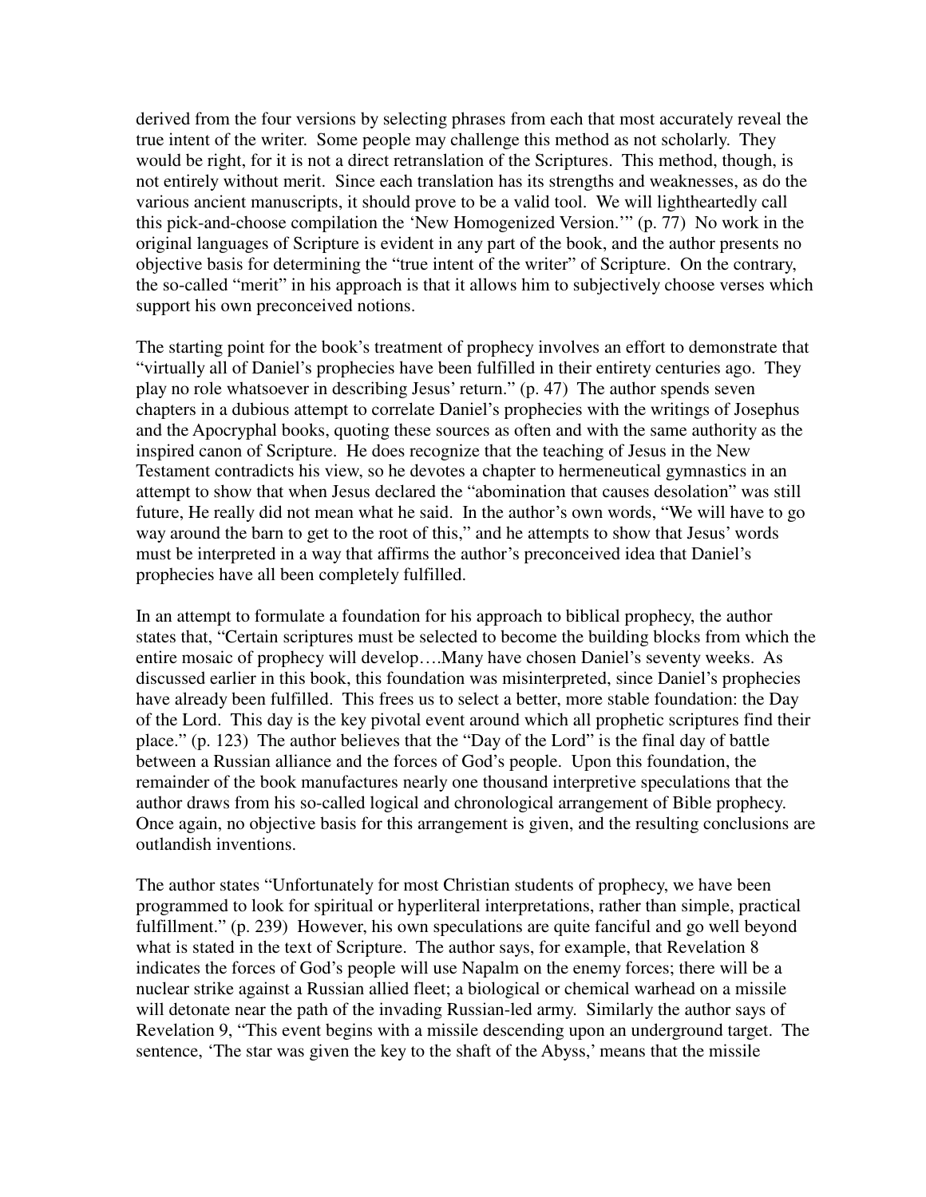derived from the four versions by selecting phrases from each that most accurately reveal the true intent of the writer. Some people may challenge this method as not scholarly. They would be right, for it is not a direct retranslation of the Scriptures. This method, though, is not entirely without merit. Since each translation has its strengths and weaknesses, as do the various ancient manuscripts, it should prove to be a valid tool. We will lightheartedly call this pick-and-choose compilation the 'New Homogenized Version.'" (p. 77) No work in the original languages of Scripture is evident in any part of the book, and the author presents no objective basis for determining the "true intent of the writer" of Scripture. On the contrary, the so-called "merit" in his approach is that it allows him to subjectively choose verses which support his own preconceived notions.

The starting point for the book's treatment of prophecy involves an effort to demonstrate that "virtually all of Daniel's prophecies have been fulfilled in their entirety centuries ago. They play no role whatsoever in describing Jesus' return." (p. 47) The author spends seven chapters in a dubious attempt to correlate Daniel's prophecies with the writings of Josephus and the Apocryphal books, quoting these sources as often and with the same authority as the inspired canon of Scripture. He does recognize that the teaching of Jesus in the New Testament contradicts his view, so he devotes a chapter to hermeneutical gymnastics in an attempt to show that when Jesus declared the "abomination that causes desolation" was still future, He really did not mean what he said. In the author's own words, "We will have to go way around the barn to get to the root of this," and he attempts to show that Jesus' words must be interpreted in a way that affirms the author's preconceived idea that Daniel's prophecies have all been completely fulfilled.

In an attempt to formulate a foundation for his approach to biblical prophecy, the author states that, "Certain scriptures must be selected to become the building blocks from which the entire mosaic of prophecy will develop….Many have chosen Daniel's seventy weeks. As discussed earlier in this book, this foundation was misinterpreted, since Daniel's prophecies have already been fulfilled. This frees us to select a better, more stable foundation: the Day of the Lord. This day is the key pivotal event around which all prophetic scriptures find their place." (p. 123) The author believes that the "Day of the Lord" is the final day of battle between a Russian alliance and the forces of God's people. Upon this foundation, the remainder of the book manufactures nearly one thousand interpretive speculations that the author draws from his so-called logical and chronological arrangement of Bible prophecy. Once again, no objective basis for this arrangement is given, and the resulting conclusions are outlandish inventions.

The author states "Unfortunately for most Christian students of prophecy, we have been programmed to look for spiritual or hyperliteral interpretations, rather than simple, practical fulfillment." (p. 239) However, his own speculations are quite fanciful and go well beyond what is stated in the text of Scripture. The author says, for example, that Revelation 8 indicates the forces of God's people will use Napalm on the enemy forces; there will be a nuclear strike against a Russian allied fleet; a biological or chemical warhead on a missile will detonate near the path of the invading Russian-led army. Similarly the author says of Revelation 9, "This event begins with a missile descending upon an underground target. The sentence, 'The star was given the key to the shaft of the Abyss,' means that the missile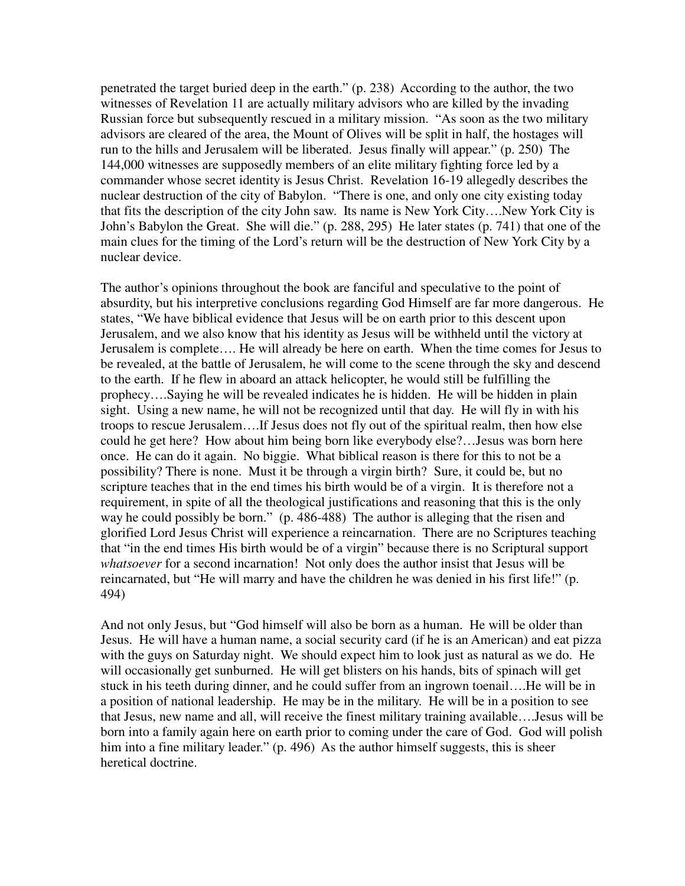penetrated the target buried deep in the earth." (p. 238) According to the author, the two witnesses of Revelation 11 are actually military advisors who are killed by the invading Russian force but subsequently rescued in a military mission. "As soon as the two military advisors are cleared of the area, the Mount of Olives will be split in half, the hostages will run to the hills and Jerusalem will be liberated. Jesus finally will appear." (p. 250) The 144,000 witnesses are supposedly members of an elite military fighting force led by a commander whose secret identity is Jesus Christ. Revelation 16-19 allegedly describes the nuclear destruction of the city of Babylon. "There is one, and only one city existing today that fits the description of the city John saw. Its name is New York City….New York City is John's Babylon the Great. She will die." (p. 288, 295) He later states (p. 741) that one of the main clues for the timing of the Lord's return will be the destruction of New York City by a nuclear device.

The author's opinions throughout the book are fanciful and speculative to the point of absurdity, but his interpretive conclusions regarding God Himself are far more dangerous. He states, "We have biblical evidence that Jesus will be on earth prior to this descent upon Jerusalem, and we also know that his identity as Jesus will be withheld until the victory at Jerusalem is complete…. He will already be here on earth. When the time comes for Jesus to be revealed, at the battle of Jerusalem, he will come to the scene through the sky and descend to the earth. If he flew in aboard an attack helicopter, he would still be fulfilling the prophecy….Saying he will be revealed indicates he is hidden. He will be hidden in plain sight. Using a new name, he will not be recognized until that day. He will fly in with his troops to rescue Jerusalem….If Jesus does not fly out of the spiritual realm, then how else could he get here? How about him being born like everybody else?…Jesus was born here once. He can do it again. No biggie. What biblical reason is there for this to not be a possibility? There is none. Must it be through a virgin birth? Sure, it could be, but no scripture teaches that in the end times his birth would be of a virgin. It is therefore not a requirement, in spite of all the theological justifications and reasoning that this is the only way he could possibly be born." (p. 486-488) The author is alleging that the risen and glorified Lord Jesus Christ will experience a reincarnation. There are no Scriptures teaching that "in the end times His birth would be of a virgin" because there is no Scriptural support *whatsoever* for a second incarnation! Not only does the author insist that Jesus will be reincarnated, but "He will marry and have the children he was denied in his first life!" (p. 494)

And not only Jesus, but "God himself will also be born as a human. He will be older than Jesus. He will have a human name, a social security card (if he is an American) and eat pizza with the guys on Saturday night. We should expect him to look just as natural as we do. He will occasionally get sunburned. He will get blisters on his hands, bits of spinach will get stuck in his teeth during dinner, and he could suffer from an ingrown toenail….He will be in a position of national leadership. He may be in the military. He will be in a position to see that Jesus, new name and all, will receive the finest military training available….Jesus will be born into a family again here on earth prior to coming under the care of God. God will polish him into a fine military leader." (p. 496) As the author himself suggests, this is sheer heretical doctrine.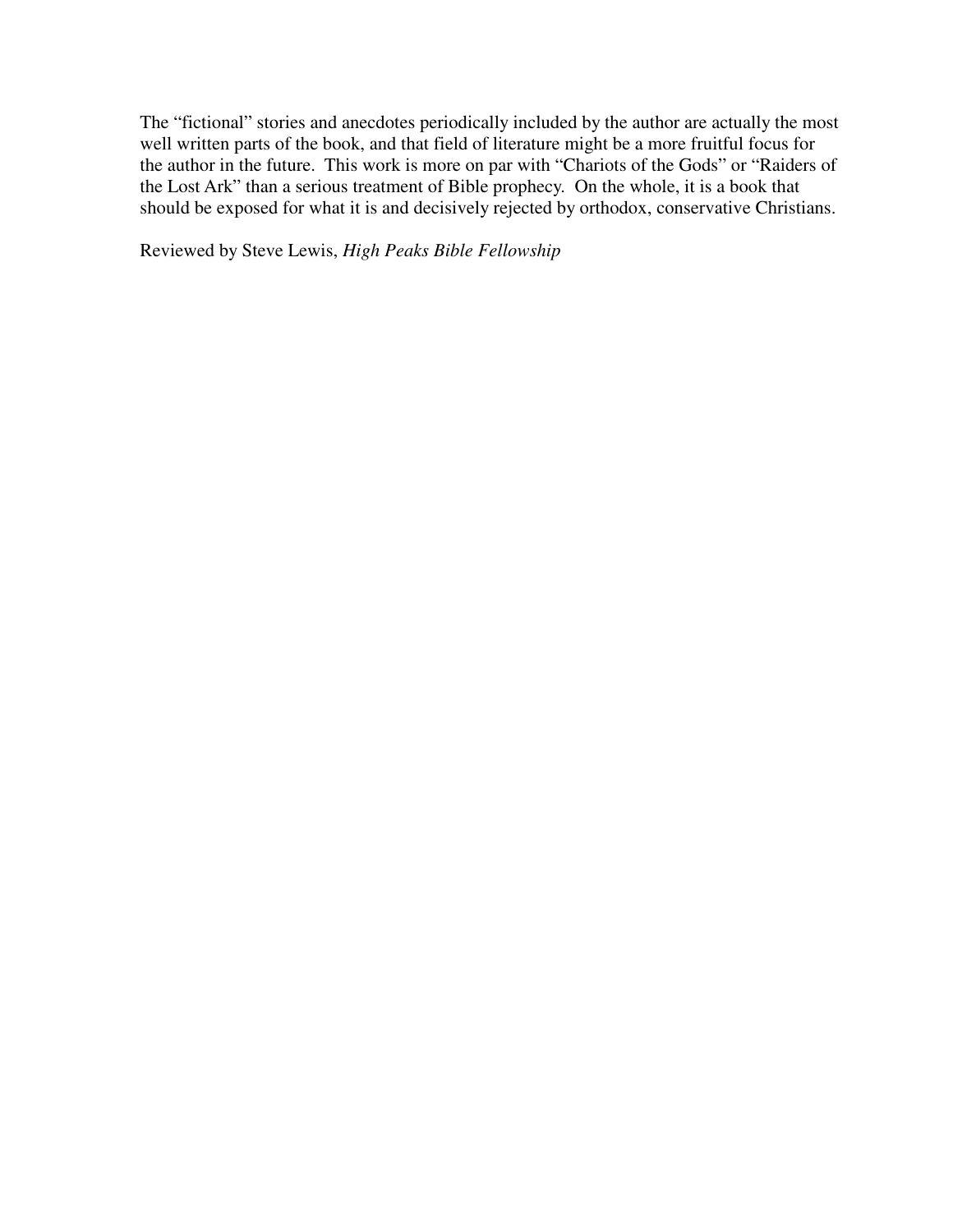The "fictional" stories and anecdotes periodically included by the author are actually the most well written parts of the book, and that field of literature might be a more fruitful focus for the author in the future. This work is more on par with "Chariots of the Gods" or "Raiders of the Lost Ark" than a serious treatment of Bible prophecy. On the whole, it is a book that should be exposed for what it is and decisively rejected by orthodox, conservative Christians.

Reviewed by Steve Lewis, *High Peaks Bible Fellowship*